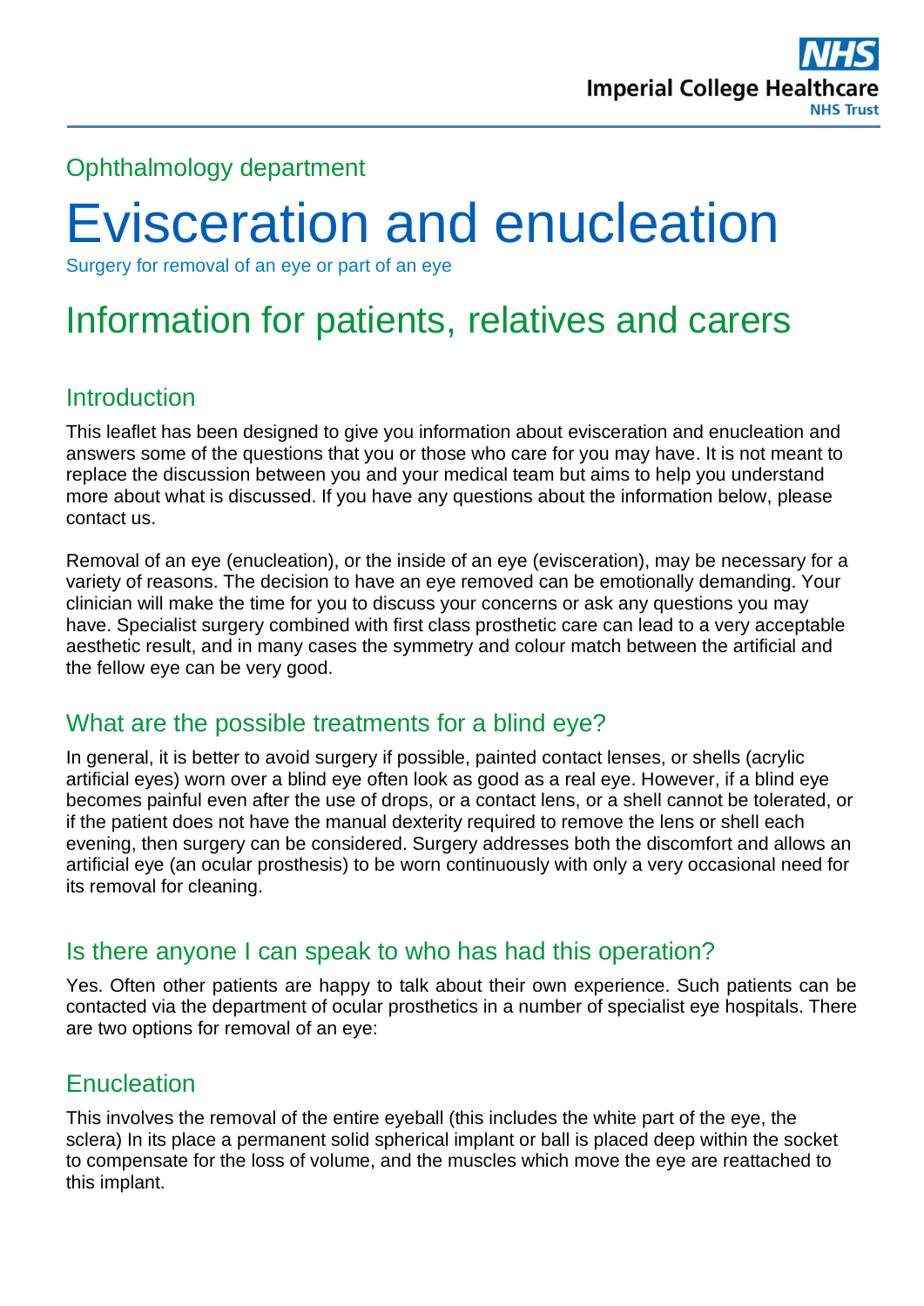NHS
Imperial College Healthcare
NHS Trust

Ophthalmology department

# Evisceration and enucleation

Surgery for removal of an eye or part of an eye

# Information for patients, relatives and carers

## Introduction

This leaflet has been designed to give you information about evisceration and enucleation and answers some of the questions that you or those who care for you may have. It is not meant to replace the discussion between you and your medical team but aims to help you understand more about what is discussed. If you have any questions about the information below, please contact us.

Removal of an eye (enucleation), or the inside of an eye (evisceration), may be necessary for a variety of reasons. The decision to have an eye removed can be emotionally demanding. Your clinician will make the time for you to discuss your concerns or ask any questions you may have. Specialist surgery combined with first class prosthetic care can lead to a very acceptable aesthetic result, and in many cases the symmetry and colour match between the artificial and the fellow eye can be very good.

## What are the possible treatments for a blind eye?

In general, it is better to avoid surgery if possible, painted contact lenses, or shells (acrylic artificial eyes) worn over a blind eye often look as good as a real eye. However, if a blind eye becomes painful even after the use of drops, or a contact lens, or a shell cannot be tolerated, or if the patient does not have the manual dexterity required to remove the lens or shell each evening, then surgery can be considered. Surgery addresses both the discomfort and allows an artificial eye (an ocular prosthesis) to be worn continuously with only a very occasional need for its removal for cleaning.

## Is there anyone I can speak to who has had this operation?

Yes. Often other patients are happy to talk about their own experience. Such patients can be contacted via the department of ocular prosthetics in a number of specialist eye hospitals. There are two options for removal of an eye:

## Enucleation

This involves the removal of the entire eyeball (this includes the white part of the eye, the sclera) In its place a permanent solid spherical implant or ball is placed deep within the socket to compensate for the loss of volume, and the muscles which move the eye are reattached to this implant.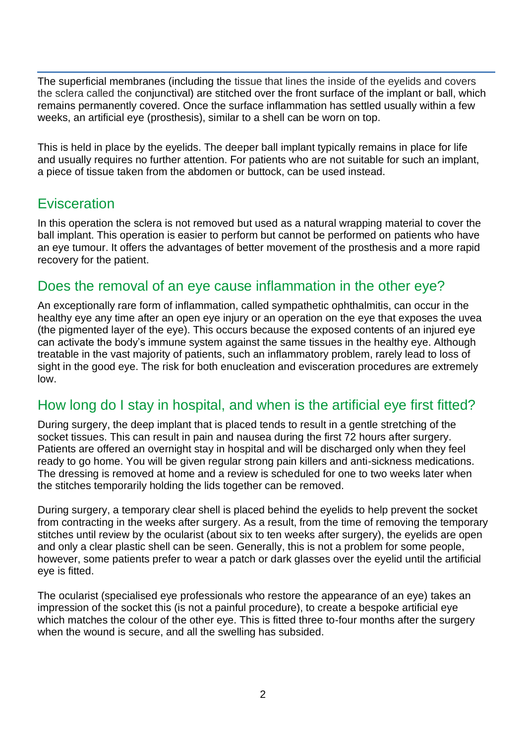The superficial membranes (including the tissue that lines the inside of the eyelids and covers the sclera called the conjunctival) are stitched over the front surface of the implant or ball, which remains permanently covered. Once the surface inflammation has settled usually within a few weeks, an artificial eye (prosthesis), similar to a shell can be worn on top.

This is held in place by the eyelids. The deeper ball implant typically remains in place for life and usually requires no further attention. For patients who are not suitable for such an implant, a piece of tissue taken from the abdomen or buttock, can be used instead.

## Evisceration

In this operation the sclera is not removed but used as a natural wrapping material to cover the ball implant. This operation is easier to perform but cannot be performed on patients who have an eye tumour. It offers the advantages of better movement of the prosthesis and a more rapid recovery for the patient.

## Does the removal of an eye cause inflammation in the other eye?

An exceptionally rare form of inflammation, called sympathetic ophthalmitis, can occur in the healthy eye any time after an open eye injury or an operation on the eye that exposes the uvea (the pigmented layer of the eye). This occurs because the exposed contents of an injured eye can activate the body's immune system against the same tissues in the healthy eye. Although treatable in the vast majority of patients, such an inflammatory problem, rarely lead to loss of sight in the good eye. The risk for both enucleation and evisceration procedures are extremely low.

## How long do I stay in hospital, and when is the artificial eye first fitted?

During surgery, the deep implant that is placed tends to result in a gentle stretching of the socket tissues. This can result in pain and nausea during the first 72 hours after surgery. Patients are offered an overnight stay in hospital and will be discharged only when they feel ready to go home. You will be given regular strong pain killers and anti-sickness medications. The dressing is removed at home and a review is scheduled for one to two weeks later when the stitches temporarily holding the lids together can be removed.

During surgery, a temporary clear shell is placed behind the eyelids to help prevent the socket from contracting in the weeks after surgery. As a result, from the time of removing the temporary stitches until review by the ocularist (about six to ten weeks after surgery), the eyelids are open and only a clear plastic shell can be seen. Generally, this is not a problem for some people, however, some patients prefer to wear a patch or dark glasses over the eyelid until the artificial eye is fitted.

The ocularist (specialised eye professionals who restore the appearance of an eye) takes an impression of the socket this (is not a painful procedure), to create a bespoke artificial eye which matches the colour of the other eye. This is fitted three to-four months after the surgery when the wound is secure, and all the swelling has subsided.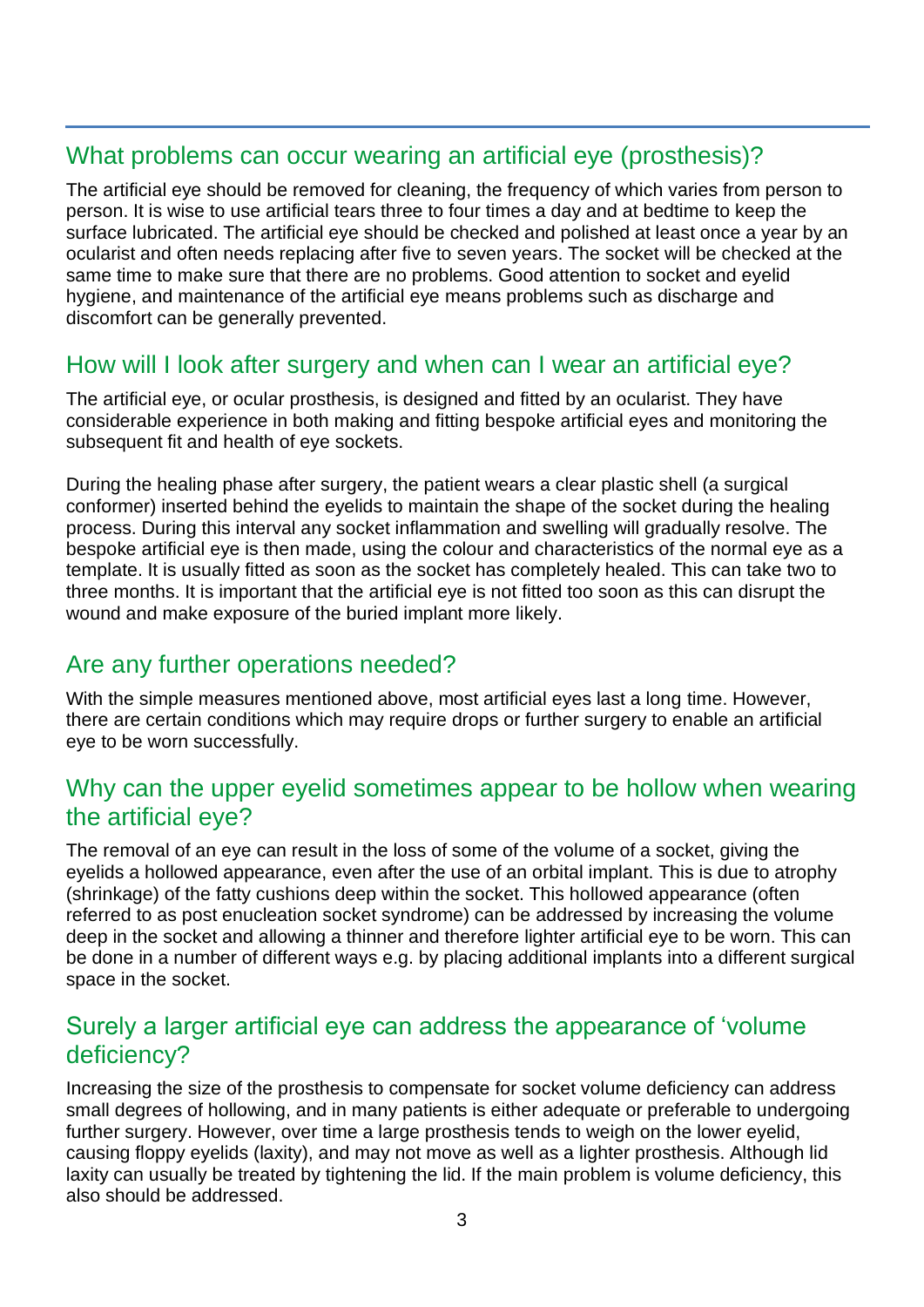## What problems can occur wearing an artificial eye (prosthesis)?

The artificial eye should be removed for cleaning, the frequency of which varies from person to person. It is wise to use artificial tears three to four times a day and at bedtime to keep the surface lubricated. The artificial eye should be checked and polished at least once a year by an ocularist and often needs replacing after five to seven years. The socket will be checked at the same time to make sure that there are no problems. Good attention to socket and eyelid hygiene, and maintenance of the artificial eye means problems such as discharge and discomfort can be generally prevented.

## How will I look after surgery and when can I wear an artificial eye?

The artificial eye, or ocular prosthesis, is designed and fitted by an ocularist. They have considerable experience in both making and fitting bespoke artificial eyes and monitoring the subsequent fit and health of eye sockets.

During the healing phase after surgery, the patient wears a clear plastic shell (a surgical conformer) inserted behind the eyelids to maintain the shape of the socket during the healing process. During this interval any socket inflammation and swelling will gradually resolve. The bespoke artificial eye is then made, using the colour and characteristics of the normal eye as a template. It is usually fitted as soon as the socket has completely healed. This can take two to three months. It is important that the artificial eye is not fitted too soon as this can disrupt the wound and make exposure of the buried implant more likely.

## Are any further operations needed?

With the simple measures mentioned above, most artificial eyes last a long time. However, there are certain conditions which may require drops or further surgery to enable an artificial eye to be worn successfully.

## Why can the upper eyelid sometimes appear to be hollow when wearing the artificial eye?

The removal of an eye can result in the loss of some of the volume of a socket, giving the eyelids a hollowed appearance, even after the use of an orbital implant. This is due to atrophy (shrinkage) of the fatty cushions deep within the socket. This hollowed appearance (often referred to as post enucleation socket syndrome) can be addressed by increasing the volume deep in the socket and allowing a thinner and therefore lighter artificial eye to be worn. This can be done in a number of different ways e.g. by placing additional implants into a different surgical space in the socket.

## Surely a larger artificial eye can address the appearance of 'volume deficiency?

Increasing the size of the prosthesis to compensate for socket volume deficiency can address small degrees of hollowing, and in many patients is either adequate or preferable to undergoing further surgery. However, over time a large prosthesis tends to weigh on the lower eyelid, causing floppy eyelids (laxity), and may not move as well as a lighter prosthesis. Although lid laxity can usually be treated by tightening the lid. If the main problem is volume deficiency, this also should be addressed.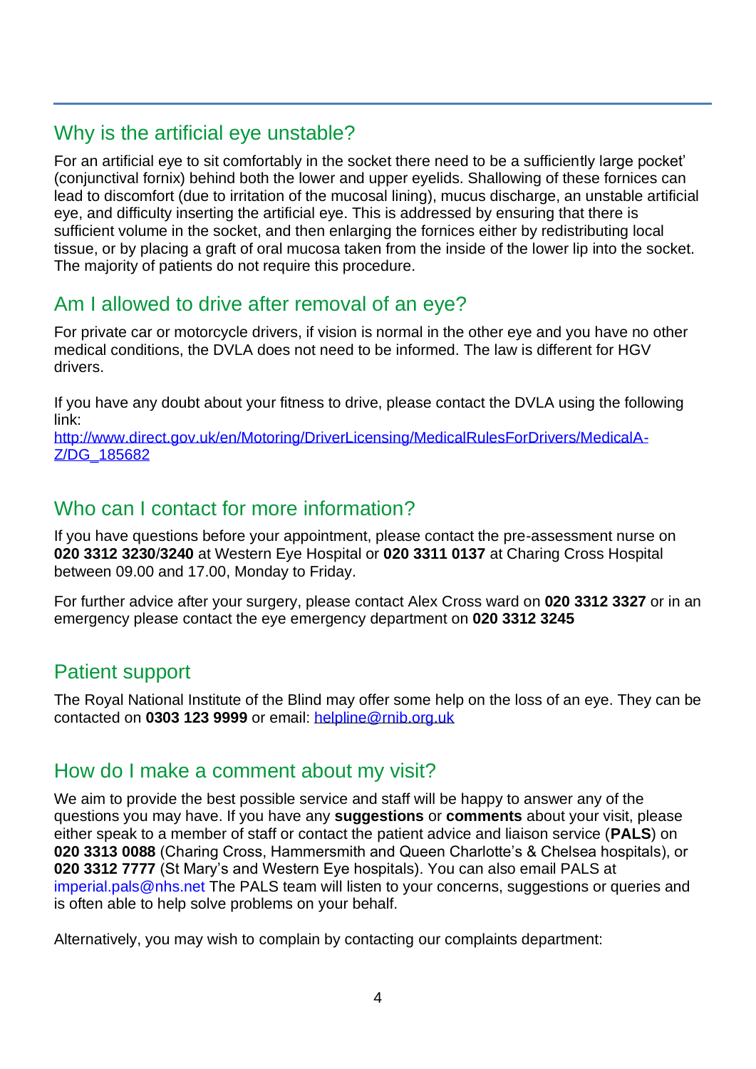## Why is the artificial eye unstable?

For an artificial eye to sit comfortably in the socket there need to be a sufficiently large pocket' (conjunctival fornix) behind both the lower and upper eyelids. Shallowing of these fornices can lead to discomfort (due to irritation of the mucosal lining), mucus discharge, an unstable artificial eye, and difficulty inserting the artificial eye. This is addressed by ensuring that there is sufficient volume in the socket, and then enlarging the fornices either by redistributing local tissue, or by placing a graft of oral mucosa taken from the inside of the lower lip into the socket. The majority of patients do not require this procedure.

## Am I allowed to drive after removal of an eye?

For private car or motorcycle drivers, if vision is normal in the other eye and you have no other medical conditions, the DVLA does not need to be informed. The law is different for HGV drivers.

If you have any doubt about your fitness to drive, please contact the DVLA using the following link:
http://www.direct.gov.uk/en/Motoring/DriverLicensing/MedicalRulesForDrivers/MedicalA-Z/DG_185682

## Who can I contact for more information?

If you have questions before your appointment, please contact the pre-assessment nurse on **020 3312 3230**/**3240** at Western Eye Hospital or **020 3311 0137** at Charing Cross Hospital between 09.00 and 17.00, Monday to Friday.

For further advice after your surgery, please contact Alex Cross ward on **020 3312 3327** or in an emergency please contact the eye emergency department on **020 3312 3245**

## Patient support

The Royal National Institute of the Blind may offer some help on the loss of an eye. They can be contacted on **0303 123 9999** or email: helpline@rnib.org.uk

## How do I make a comment about my visit?

We aim to provide the best possible service and staff will be happy to answer any of the questions you may have. If you have any **suggestions** or **comments** about your visit, please either speak to a member of staff or contact the patient advice and liaison service (**PALS**) on **020 3313 0088** (Charing Cross, Hammersmith and Queen Charlotte's & Chelsea hospitals), or **020 3312 7777** (St Mary's and Western Eye hospitals). You can also email PALS at imperial.pals@nhs.net The PALS team will listen to your concerns, suggestions or queries and is often able to help solve problems on your behalf.

Alternatively, you may wish to complain by contacting our complaints department: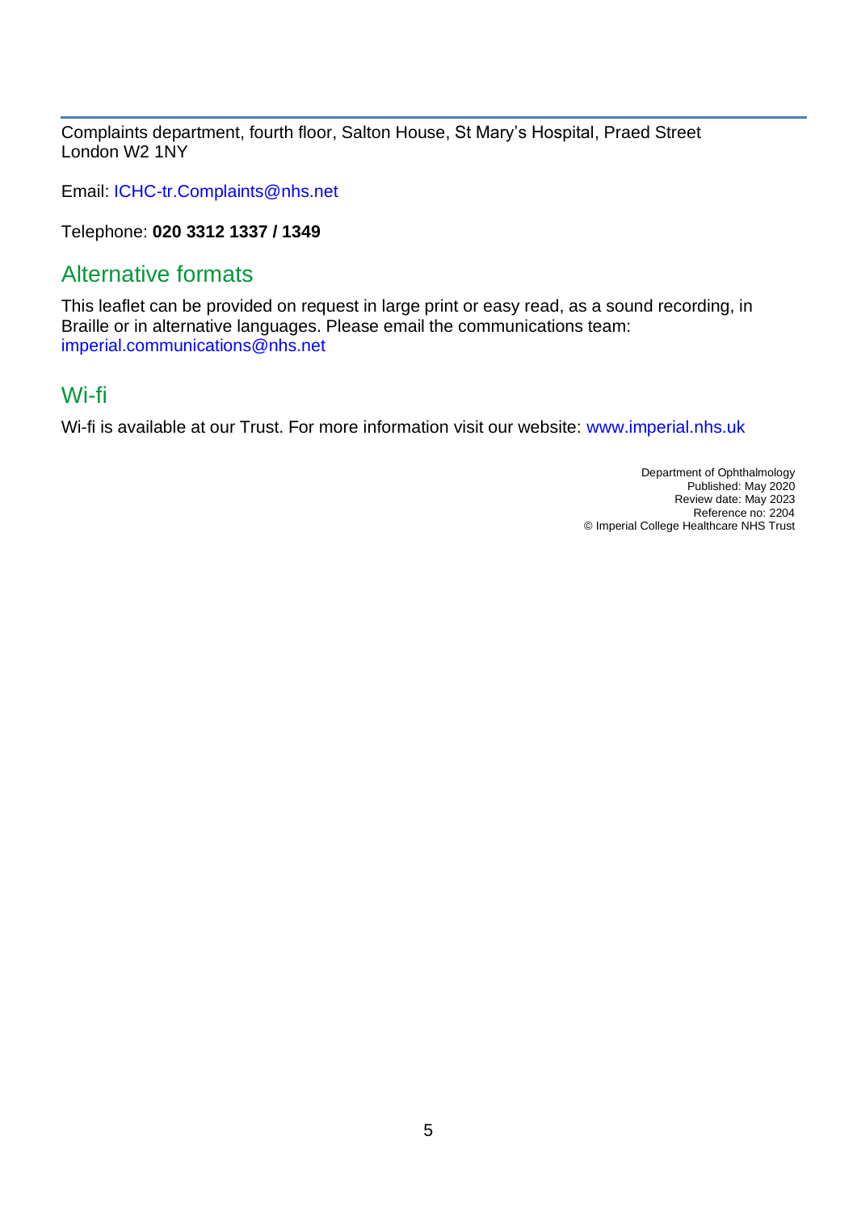Complaints department, fourth floor, Salton House, St Mary's Hospital, Praed Street
London W2 1NY

Email: ICHC-tr.Complaints@nhs.net

Telephone: **020 3312 1337 / 1349**

## Alternative formats

This leaflet can be provided on request in large print or easy read, as a sound recording, in Braille or in alternative languages. Please email the communications team: imperial.communications@nhs.net

## Wi-fi

Wi-fi is available at our Trust. For more information visit our website: www.imperial.nhs.uk

Department of Ophthalmology
Published: May 2020
Review date: May 2023
Reference no: 2204
© Imperial College Healthcare NHS Trust